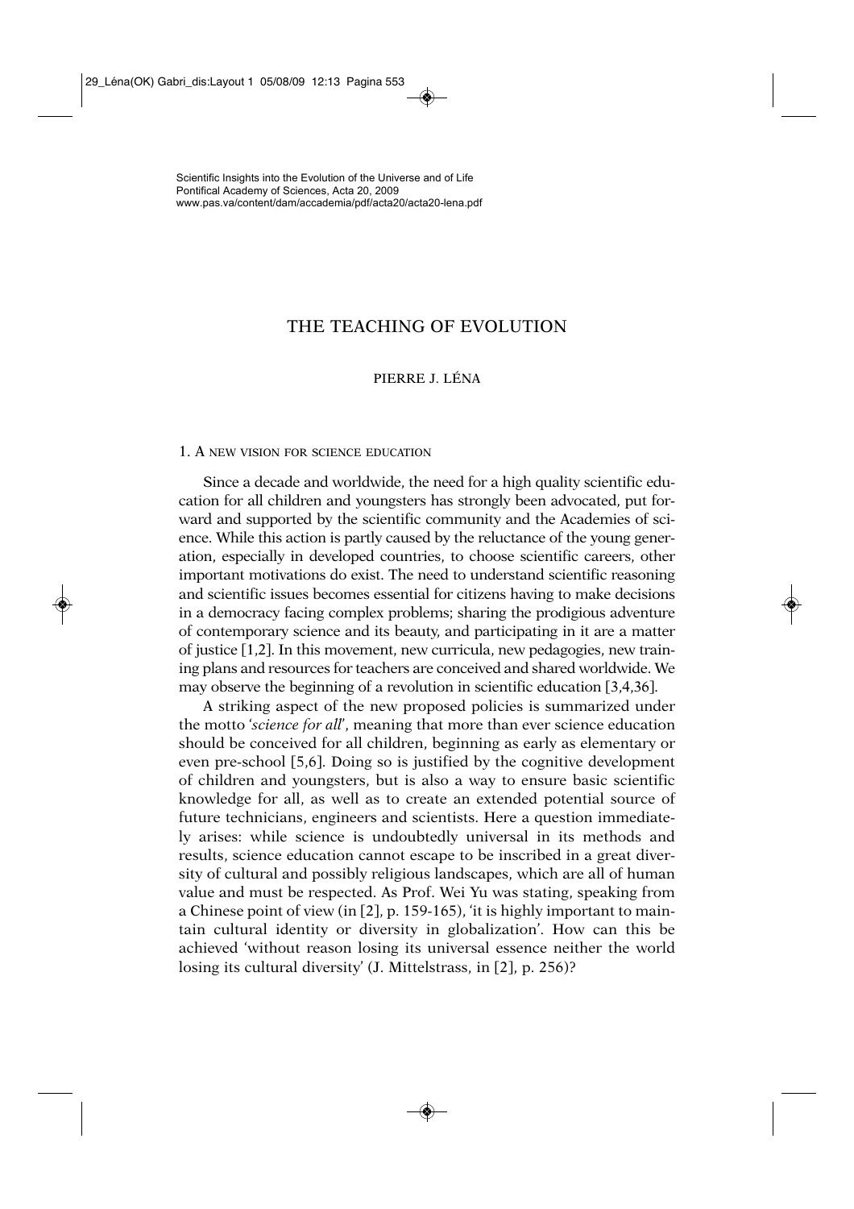# THE TEACHING OF EVOLUTION

PIERRE J. LÉNA

## 1. A NEW VISION FOR SCIENCE EDUCATION

Since a decade and worldwide, the need for a high quality scientific education for all children and youngsters has strongly been advocated, put forward and supported by the scientific community and the Academies of science. While this action is partly caused by the reluctance of the young generation, especially in developed countries, to choose scientific careers, other important motivations do exist. The need to understand scientific reasoning and scientific issues becomes essential for citizens having to make decisions in a democracy facing complex problems; sharing the prodigious adventure of contemporary science and its beauty, and participating in it are a matter of justice [1,2]. In this movement, new curricula, new pedagogies, new training plans and resources for teachers are conceived and shared worldwide. We may observe the beginning of a revolution in scientific education [3,4,36].

A striking aspect of the new proposed policies is summarized under the motto '*science for all*', meaning that more than ever science education should be conceived for all children, beginning as early as elementary or even pre-school [5,6]. Doing so is justified by the cognitive development of children and youngsters, but is also a way to ensure basic scientific knowledge for all, as well as to create an extended potential source of future technicians, engineers and scientists. Here a question immediately arises: while science is undoubtedly universal in its methods and results, science education cannot escape to be inscribed in a great diversity of cultural and possibly religious landscapes, which are all of human value and must be respected. As Prof. Wei Yu was stating, speaking from a Chinese point of view (in [2], p. 159-165), 'it is highly important to maintain cultural identity or diversity in globalization'. How can this be achieved 'without reason losing its universal essence neither the world losing its cultural diversity' (J. Mittelstrass, in [2], p. 256)?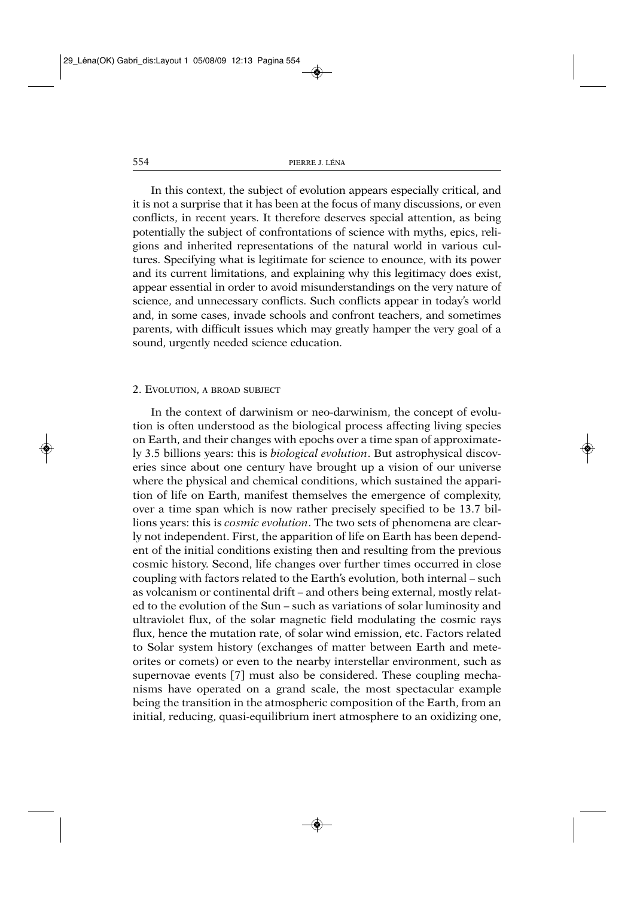In this context, the subject of evolution appears especially critical, and it is not a surprise that it has been at the focus of many discussions, or even conflicts, in recent years. It therefore deserves special attention, as being potentially the subject of confrontations of science with myths, epics, religions and inherited representations of the natural world in various cultures. Specifying what is legitimate for science to enounce, with its power and its current limitations, and explaining why this legitimacy does exist, appear essential in order to avoid misunderstandings on the very nature of science, and unnecessary conflicts. Such conflicts appear in today's world and, in some cases, invade schools and confront teachers, and sometimes parents, with difficult issues which may greatly hamper the very goal of a sound, urgently needed science education.

## 2. Evolution, a broad subject

In the context of darwinism or neo-darwinism, the concept of evolution is often understood as the biological process affecting living species on Earth, and their changes with epochs over a time span of approximately 3.5 billions years: this is *biological evolution*. But astrophysical discoveries since about one century have brought up a vision of our universe where the physical and chemical conditions, which sustained the apparition of life on Earth, manifest themselves the emergence of complexity, over a time span which is now rather precisely specified to be 13.7 billions years: this is *cosmic evolution*. The two sets of phenomena are clearly not independent. First, the apparition of life on Earth has been dependent of the initial conditions existing then and resulting from the previous cosmic history. Second, life changes over further times occurred in close coupling with factors related to the Earth's evolution, both internal – such as volcanism or continental drift – and others being external, mostly related to the evolution of the Sun – such as variations of solar luminosity and ultraviolet flux, of the solar magnetic field modulating the cosmic rays flux, hence the mutation rate, of solar wind emission, etc. Factors related to Solar system history (exchanges of matter between Earth and meteorites or comets) or even to the nearby interstellar environment, such as supernovae events [7] must also be considered. These coupling mechanisms have operated on a grand scale, the most spectacular example being the transition in the atmospheric composition of the Earth, from an initial, reducing, quasi-equilibrium inert atmosphere to an oxidizing one,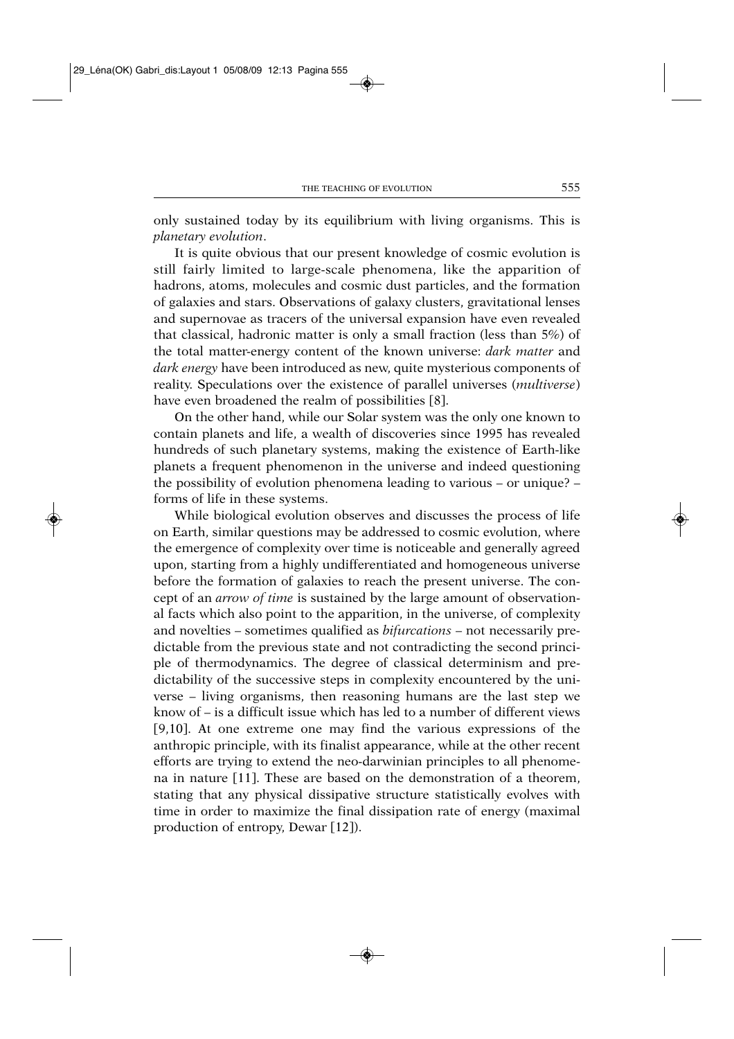only sustained today by its equilibrium with living organisms. This is *planetary evolution*.

It is quite obvious that our present knowledge of cosmic evolution is still fairly limited to large-scale phenomena, like the apparition of hadrons, atoms, molecules and cosmic dust particles, and the formation of galaxies and stars. Observations of galaxy clusters, gravitational lenses and supernovae as tracers of the universal expansion have even revealed that classical, hadronic matter is only a small fraction (less than 5%) of the total matter-energy content of the known universe: *dark matter* and *dark energy* have been introduced as new, quite mysterious components of reality. Speculations over the existence of parallel universes (*multiverse*) have even broadened the realm of possibilities [8].

On the other hand, while our Solar system was the only one known to contain planets and life, a wealth of discoveries since 1995 has revealed hundreds of such planetary systems, making the existence of Earth-like planets a frequent phenomenon in the universe and indeed questioning the possibility of evolution phenomena leading to various – or unique? – forms of life in these systems.

While biological evolution observes and discusses the process of life on Earth, similar questions may be addressed to cosmic evolution, where the emergence of complexity over time is noticeable and generally agreed upon, starting from a highly undifferentiated and homogeneous universe before the formation of galaxies to reach the present universe. The concept of an *arrow of time* is sustained by the large amount of observational facts which also point to the apparition, in the universe, of complexity and novelties – sometimes qualified as *bifurcations* – not necessarily predictable from the previous state and not contradicting the second principle of thermodynamics. The degree of classical determinism and predictability of the successive steps in complexity encountered by the universe – living organisms, then reasoning humans are the last step we know of – is a difficult issue which has led to a number of different views [9,10]. At one extreme one may find the various expressions of the anthropic principle, with its finalist appearance, while at the other recent efforts are trying to extend the neo-darwinian principles to all phenomena in nature [11]. These are based on the demonstration of a theorem, stating that any physical dissipative structure statistically evolves with time in order to maximize the final dissipation rate of energy (maximal production of entropy, Dewar [12]).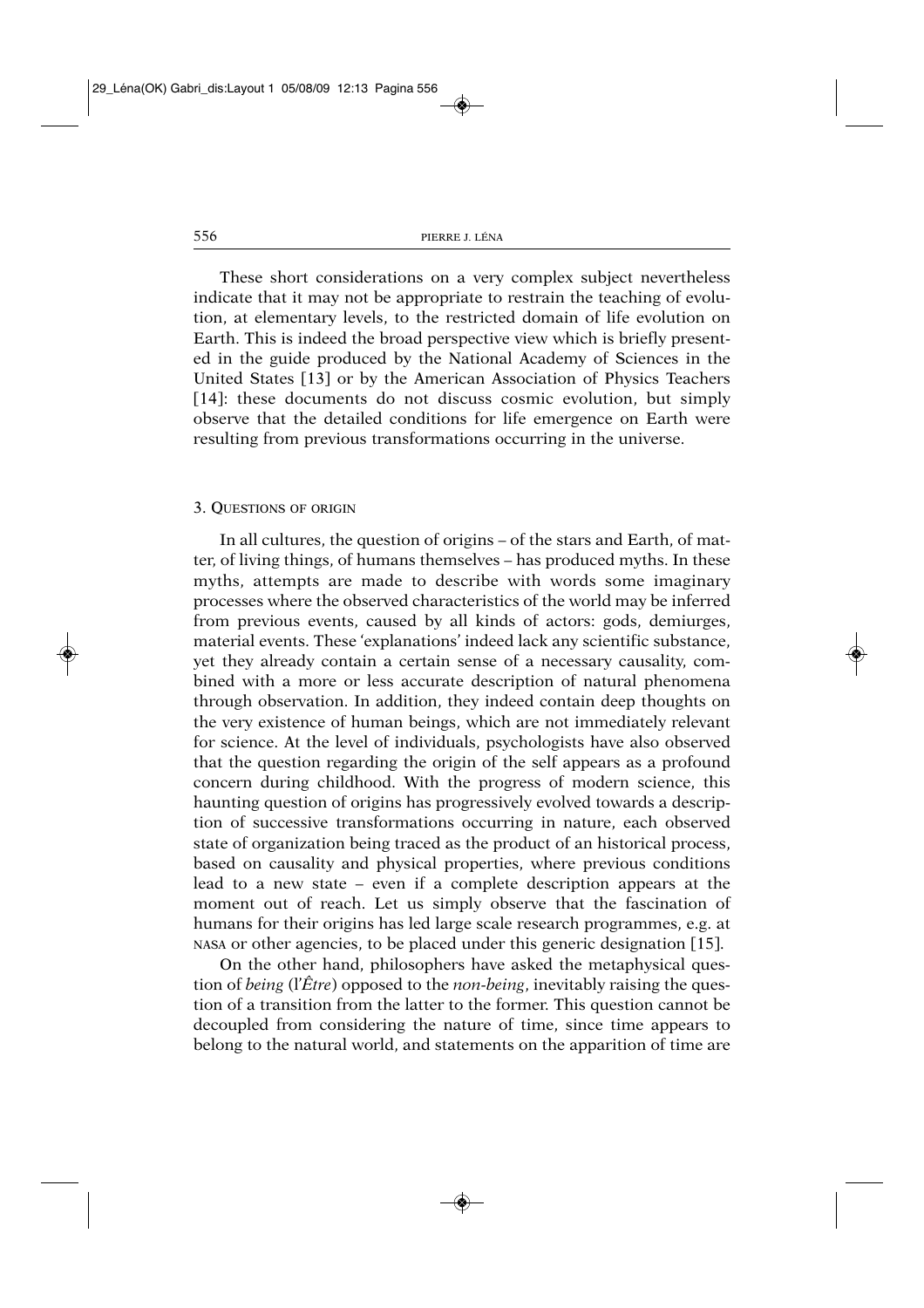These short considerations on a very complex subject nevertheless indicate that it may not be appropriate to restrain the teaching of evolution, at elementary levels, to the restricted domain of life evolution on Earth. This is indeed the broad perspective view which is briefly presented in the guide produced by the National Academy of Sciences in the United States [13] or by the American Association of Physics Teachers [14]: these documents do not discuss cosmic evolution, but simply observe that the detailed conditions for life emergence on Earth were resulting from previous transformations occurring in the universe.

## 3. Questions of origin

In all cultures, the question of origins – of the stars and Earth, of matter, of living things, of humans themselves – has produced myths. In these myths, attempts are made to describe with words some imaginary processes where the observed characteristics of the world may be inferred from previous events, caused by all kinds of actors: gods, demiurges, material events. These 'explanations' indeed lack any scientific substance, yet they already contain a certain sense of a necessary causality, combined with a more or less accurate description of natural phenomena through observation. In addition, they indeed contain deep thoughts on the very existence of human beings, which are not immediately relevant for science. At the level of individuals, psychologists have also observed that the question regarding the origin of the self appears as a profound concern during childhood. With the progress of modern science, this haunting question of origins has progressively evolved towards a description of successive transformations occurring in nature, each observed state of organization being traced as the product of an historical process, based on causality and physical properties, where previous conditions lead to a new state – even if a complete description appears at the moment out of reach. Let us simply observe that the fascination of humans for their origins has led large scale research programmes, e.g. at NASA or other agencies, to be placed under this generic designation [15].

On the other hand, philosophers have asked the metaphysical question of *being* (l'*Être*) opposed to the *non-being*, inevitably raising the question of a transition from the latter to the former. This question cannot be decoupled from considering the nature of time, since time appears to belong to the natural world, and statements on the apparition of time are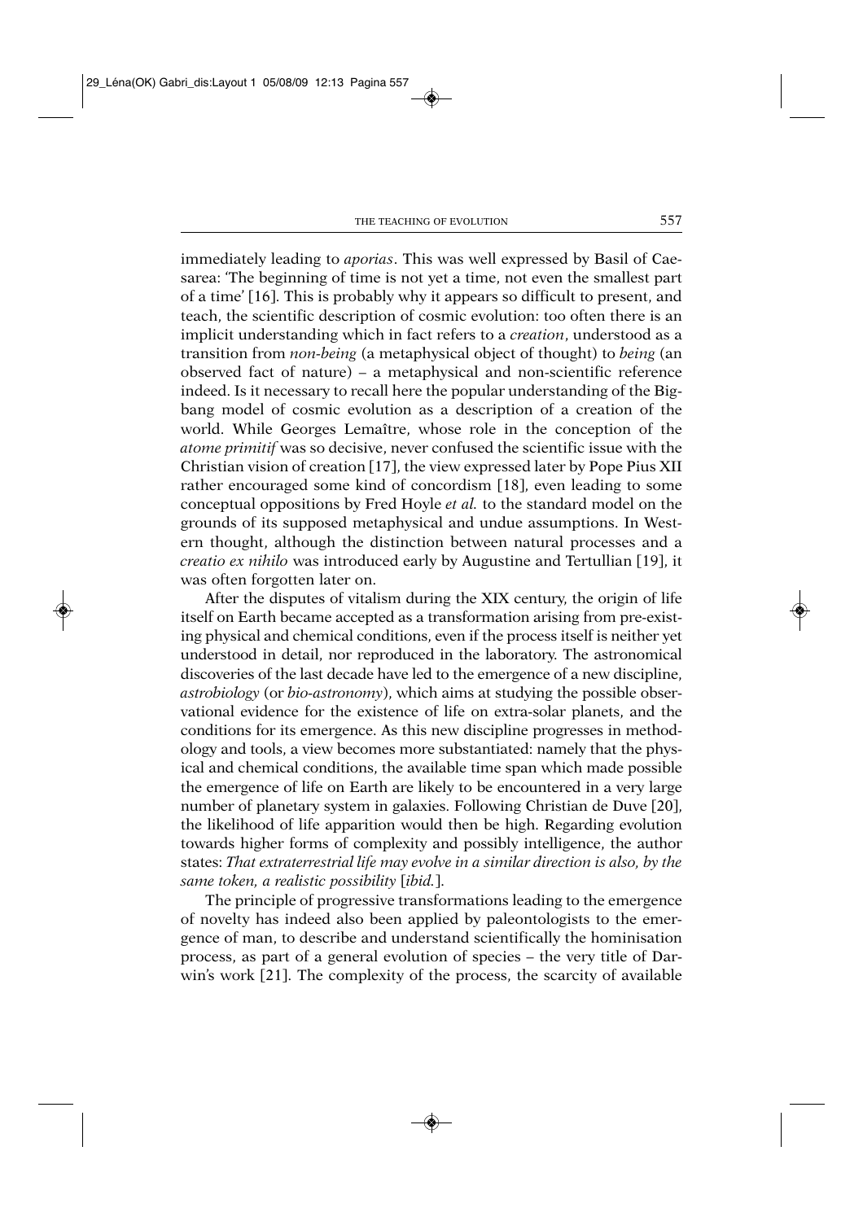immediately leading to *aporias*. This was well expressed by Basil of Caesarea: 'The beginning of time is not yet a time, not even the smallest part of a time' [16]. This is probably why it appears so difficult to present, and teach, the scientific description of cosmic evolution: too often there is an implicit understanding which in fact refers to a *creation*, understood as a transition from *non-being* (a metaphysical object of thought) to *being* (an observed fact of nature) – a metaphysical and non-scientific reference indeed. Is it necessary to recall here the popular understanding of the Big-bang model of cosmic evolution as a description of a creation of the world. While Georges Lemaître, whose role in the conception of the *atome primitif* was so decisive, never confused the scientific issue with the Christian vision of creation [17], the view expressed later by Pope Pius XII rather encouraged some kind of concordism [18], even leading to some conceptual oppositions by Fred Hoyle *et al.* to the standard model on the grounds of its supposed metaphysical and undue assumptions. In Western thought, although the distinction between natural processes and a *creatio ex nihilo* was introduced early by Augustine and Tertullian [19], it was often forgotten later on.

After the disputes of vitalism during the XIX century, the origin of life itself on Earth became accepted as a transformation arising from pre-existing physical and chemical conditions, even if the process itself is neither yet understood in detail, nor reproduced in the laboratory. The astronomical discoveries of the last decade have led to the emergence of a new discipline, *astrobiology* (or *bio-astronomy*), which aims at studying the possible observational evidence for the existence of life on extra-solar planets, and the conditions for its emergence. As this new discipline progresses in methodology and tools, a view becomes more substantiated: namely that the physical and chemical conditions, the available time span which made possible the emergence of life on Earth are likely to be encountered in a very large number of planetary system in galaxies. Following Christian de Duve [20], the likelihood of life apparition would then be high. Regarding evolution towards higher forms of complexity and possibly intelligence, the author states: *That extraterrestrial life may evolve in a similar direction is also, by the same token, a realistic possibility* [*ibid.*].

The principle of progressive transformations leading to the emergence of novelty has indeed also been applied by paleontologists to the emergence of man, to describe and understand scientifically the hominisation process, as part of a general evolution of species – the very title of Darwin's work [21]. The complexity of the process, the scarcity of available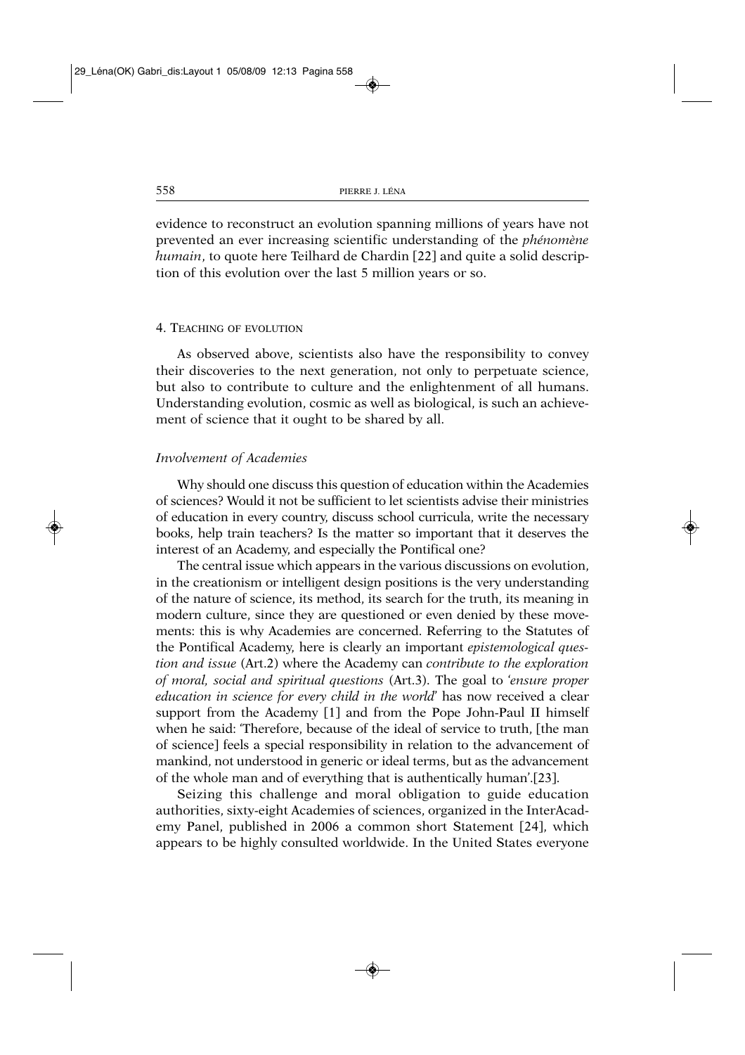evidence to reconstruct an evolution spanning millions of years have not prevented an ever increasing scientific understanding of the *phénomène humain*, to quote here Teilhard de Chardin [22] and quite a solid description of this evolution over the last 5 million years or so.

## 4. Teaching of evolution

As observed above, scientists also have the responsibility to convey their discoveries to the next generation, not only to perpetuate science, but also to contribute to culture and the enlightenment of all humans. Understanding evolution, cosmic as well as biological, is such an achievement of science that it ought to be shared by all.

### *Involvement of Academies*

Why should one discuss this question of education within the Academies of sciences? Would it not be sufficient to let scientists advise their ministries of education in every country, discuss school curricula, write the necessary books, help train teachers? Is the matter so important that it deserves the interest of an Academy, and especially the Pontifical one?

The central issue which appears in the various discussions on evolution, in the creationism or intelligent design positions is the very understanding of the nature of science, its method, its search for the truth, its meaning in modern culture, since they are questioned or even denied by these movements: this is why Academies are concerned. Referring to the Statutes of the Pontifical Academy, here is clearly an important *epistemological question and issue* (Art.2) where the Academy can *contribute to the exploration of moral, social and spiritual questions* (Art.3). The goal to '*ensure proper education in science for every child in the world*' has now received a clear support from the Academy [1] and from the Pope John-Paul II himself when he said: 'Therefore, because of the ideal of service to truth, [the man of science] feels a special responsibility in relation to the advancement of mankind, not understood in generic or ideal terms, but as the advancement of the whole man and of everything that is authentically human'.[23].

Seizing this challenge and moral obligation to guide education authorities, sixty-eight Academies of sciences, organized in the InterAcademy Panel, published in 2006 a common short Statement [24], which appears to be highly consulted worldwide. In the United States everyone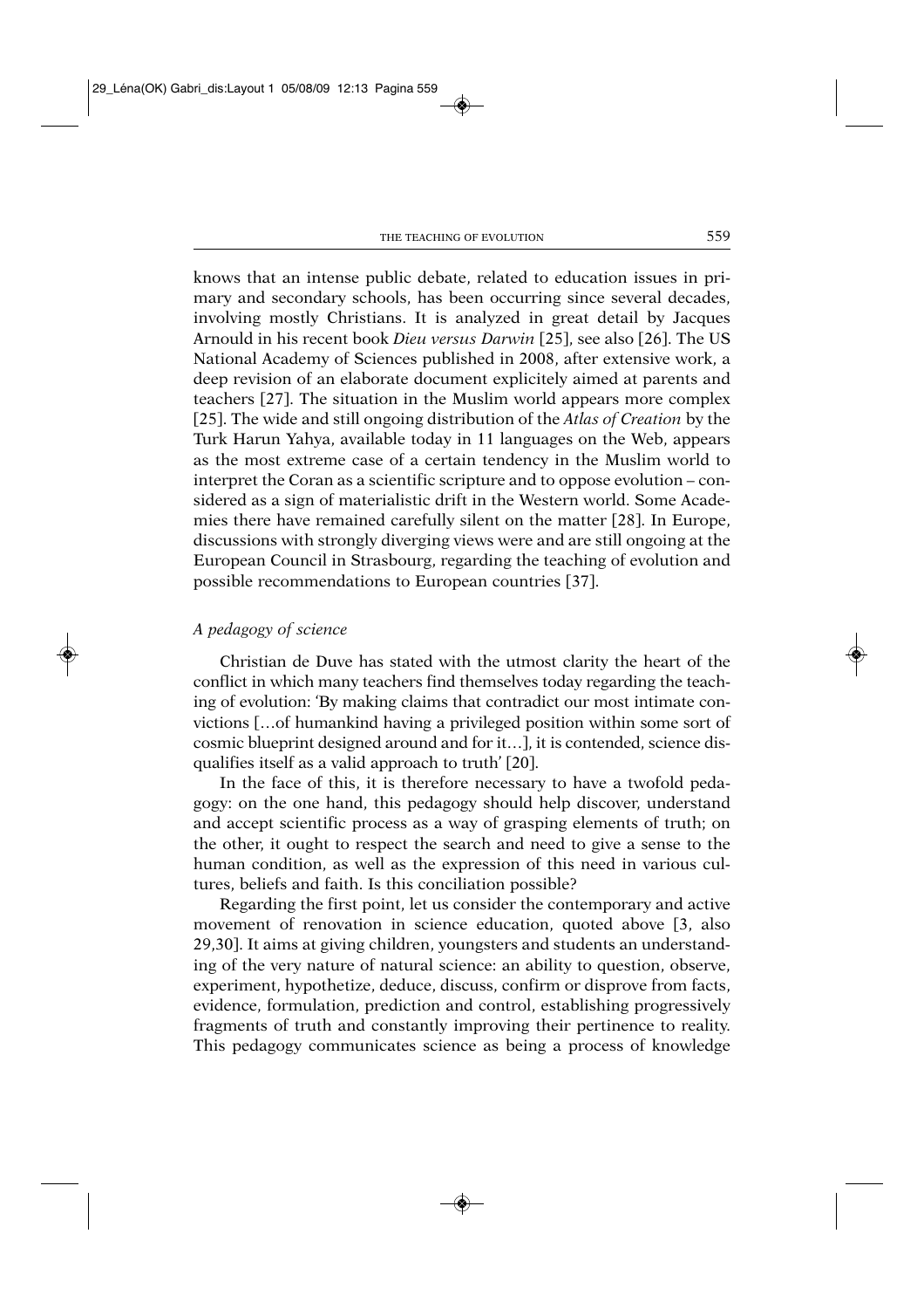knows that an intense public debate, related to education issues in primary and secondary schools, has been occurring since several decades, involving mostly Christians. It is analyzed in great detail by Jacques Arnould in his recent book *Dieu versus Darwin* [25], see also [26]. The US National Academy of Sciences published in 2008, after extensive work, a deep revision of an elaborate document explicitely aimed at parents and teachers [27]. The situation in the Muslim world appears more complex [25]. The wide and still ongoing distribution of the *Atlas of Creation* by the Turk Harun Yahya, available today in 11 languages on the Web, appears as the most extreme case of a certain tendency in the Muslim world to interpret the Coran as a scientific scripture and to oppose evolution – considered as a sign of materialistic drift in the Western world. Some Academies there have remained carefully silent on the matter [28]. In Europe, discussions with strongly diverging views were and are still ongoing at the European Council in Strasbourg, regarding the teaching of evolution and possible recommendations to European countries [37].

### *A pedagogy of science*

Christian de Duve has stated with the utmost clarity the heart of the conflict in which many teachers find themselves today regarding the teaching of evolution: 'By making claims that contradict our most intimate convictions […of humankind having a privileged position within some sort of cosmic blueprint designed around and for it…], it is contended, science disqualifies itself as a valid approach to truth' [20].

In the face of this, it is therefore necessary to have a twofold pedagogy: on the one hand, this pedagogy should help discover, understand and accept scientific process as a way of grasping elements of truth; on the other, it ought to respect the search and need to give a sense to the human condition, as well as the expression of this need in various cultures, beliefs and faith. Is this conciliation possible?

Regarding the first point, let us consider the contemporary and active movement of renovation in science education, quoted above [3, also 29,30]. It aims at giving children, youngsters and students an understanding of the very nature of natural science: an ability to question, observe, experiment, hypothetize, deduce, discuss, confirm or disprove from facts, evidence, formulation, prediction and control, establishing progressively fragments of truth and constantly improving their pertinence to reality. This pedagogy communicates science as being a process of knowledge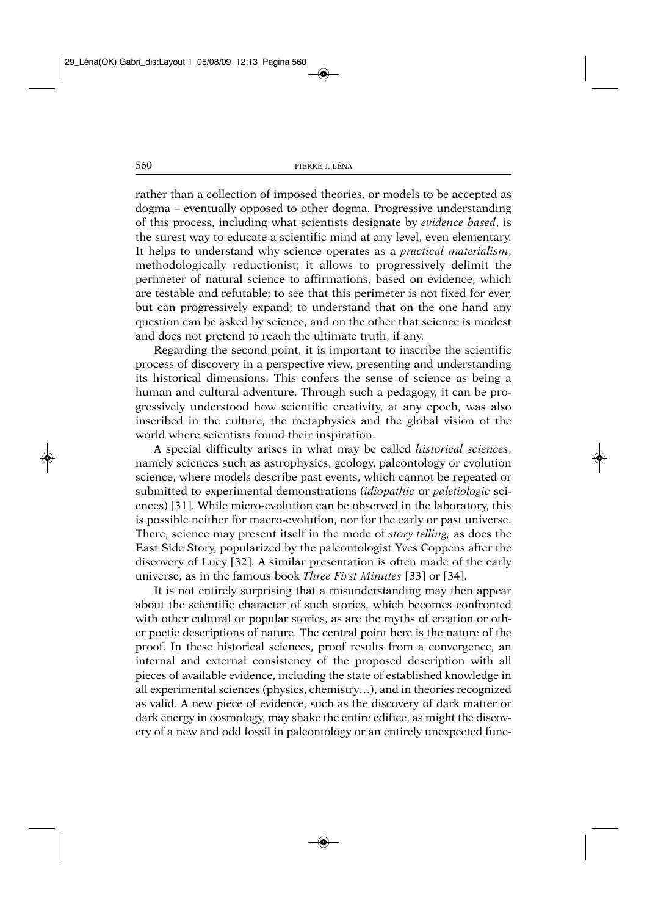rather than a collection of imposed theories, or models to be accepted as dogma – eventually opposed to other dogma. Progressive understanding of this process, including what scientists designate by *evidence based*, is the surest way to educate a scientific mind at any level, even elementary. It helps to understand why science operates as a *practical materialism*, methodologically reductionist; it allows to progressively delimit the perimeter of natural science to affirmations, based on evidence, which are testable and refutable; to see that this perimeter is not fixed for ever, but can progressively expand; to understand that on the one hand any question can be asked by science, and on the other that science is modest and does not pretend to reach the ultimate truth, if any.

Regarding the second point, it is important to inscribe the scientific process of discovery in a perspective view, presenting and understanding its historical dimensions. This confers the sense of science as being a human and cultural adventure. Through such a pedagogy, it can be progressively understood how scientific creativity, at any epoch, was also inscribed in the culture, the metaphysics and the global vision of the world where scientists found their inspiration.

A special difficulty arises in what may be called *historical sciences*, namely sciences such as astrophysics, geology, paleontology or evolution science, where models describe past events, which cannot be repeated or submitted to experimental demonstrations (*idiopathic* or *paletiologic* sciences) [31]. While micro-evolution can be observed in the laboratory, this is possible neither for macro-evolution, nor for the early or past universe. There, science may present itself in the mode of *story telling,* as does the East Side Story, popularized by the paleontologist Yves Coppens after the discovery of Lucy [32]. A similar presentation is often made of the early universe, as in the famous book *Three First Minutes* [33] or [34].

It is not entirely surprising that a misunderstanding may then appear about the scientific character of such stories, which becomes confronted with other cultural or popular stories, as are the myths of creation or other poetic descriptions of nature. The central point here is the nature of the proof. In these historical sciences, proof results from a convergence, an internal and external consistency of the proposed description with all pieces of available evidence, including the state of established knowledge in all experimental sciences (physics, chemistry…), and in theories recognized as valid. A new piece of evidence, such as the discovery of dark matter or dark energy in cosmology, may shake the entire edifice, as might the discovery of a new and odd fossil in paleontology or an entirely unexpected func-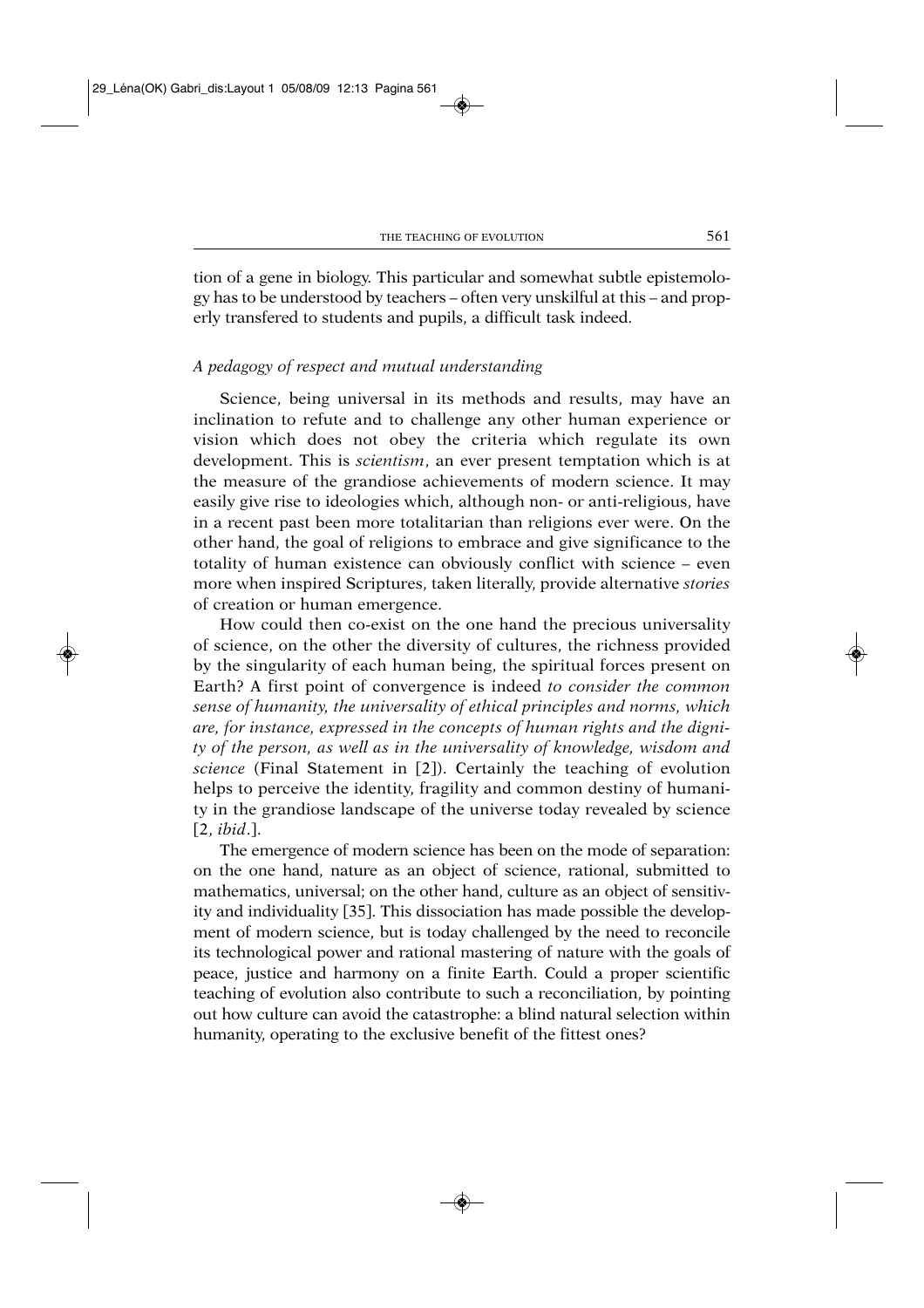tion of a gene in biology. This particular and somewhat subtle epistemology has to be understood by teachers – often very unskilful at this – and properly transfered to students and pupils, a difficult task indeed.

### *A pedagogy of respect and mutual understanding*

Science, being universal in its methods and results, may have an inclination to refute and to challenge any other human experience or vision which does not obey the criteria which regulate its own development. This is *scientism*, an ever present temptation which is at the measure of the grandiose achievements of modern science. It may easily give rise to ideologies which, although non- or anti-religious, have in a recent past been more totalitarian than religions ever were. On the other hand, the goal of religions to embrace and give significance to the totality of human existence can obviously conflict with science – even more when inspired Scriptures, taken literally, provide alternative *stories* of creation or human emergence.

How could then co-exist on the one hand the precious universality of science, on the other the diversity of cultures, the richness provided by the singularity of each human being, the spiritual forces present on Earth? A first point of convergence is indeed *to consider the common sense of humanity, the universality of ethical principles and norms, which are, for instance, expressed in the concepts of human rights and the dignity of the person, as well as in the universality of knowledge, wisdom and science* (Final Statement in [2]). Certainly the teaching of evolution helps to perceive the identity, fragility and common destiny of humanity in the grandiose landscape of the universe today revealed by science [2, *ibid*.].

The emergence of modern science has been on the mode of separation: on the one hand, nature as an object of science, rational, submitted to mathematics, universal; on the other hand, culture as an object of sensitivity and individuality [35]. This dissociation has made possible the development of modern science, but is today challenged by the need to reconcile its technological power and rational mastering of nature with the goals of peace, justice and harmony on a finite Earth. Could a proper scientific teaching of evolution also contribute to such a reconciliation, by pointing out how culture can avoid the catastrophe: a blind natural selection within humanity, operating to the exclusive benefit of the fittest ones?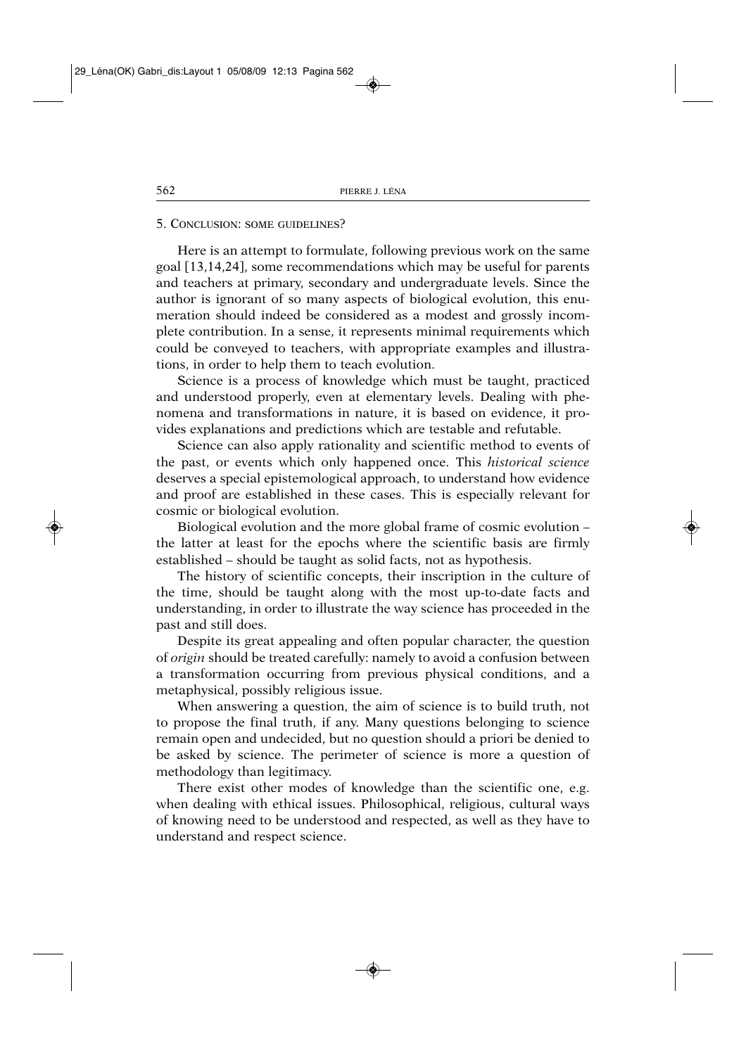## 5. Conclusion: some guidelines?

Here is an attempt to formulate, following previous work on the same goal [13,14,24], some recommendations which may be useful for parents and teachers at primary, secondary and undergraduate levels. Since the author is ignorant of so many aspects of biological evolution, this enumeration should indeed be considered as a modest and grossly incomplete contribution. In a sense, it represents minimal requirements which could be conveyed to teachers, with appropriate examples and illustrations, in order to help them to teach evolution.

Science is a process of knowledge which must be taught, practiced and understood properly, even at elementary levels. Dealing with phenomena and transformations in nature, it is based on evidence, it provides explanations and predictions which are testable and refutable.

Science can also apply rationality and scientific method to events of the past, or events which only happened once. This *historical science* deserves a special epistemological approach, to understand how evidence and proof are established in these cases. This is especially relevant for cosmic or biological evolution.

Biological evolution and the more global frame of cosmic evolution – the latter at least for the epochs where the scientific basis are firmly established – should be taught as solid facts, not as hypothesis.

The history of scientific concepts, their inscription in the culture of the time, should be taught along with the most up-to-date facts and understanding, in order to illustrate the way science has proceeded in the past and still does.

Despite its great appealing and often popular character, the question of *origin* should be treated carefully: namely to avoid a confusion between a transformation occurring from previous physical conditions, and a metaphysical, possibly religious issue.

When answering a question, the aim of science is to build truth, not to propose the final truth, if any. Many questions belonging to science remain open and undecided, but no question should a priori be denied to be asked by science. The perimeter of science is more a question of methodology than legitimacy.

There exist other modes of knowledge than the scientific one, e.g. when dealing with ethical issues. Philosophical, religious, cultural ways of knowing need to be understood and respected, as well as they have to understand and respect science.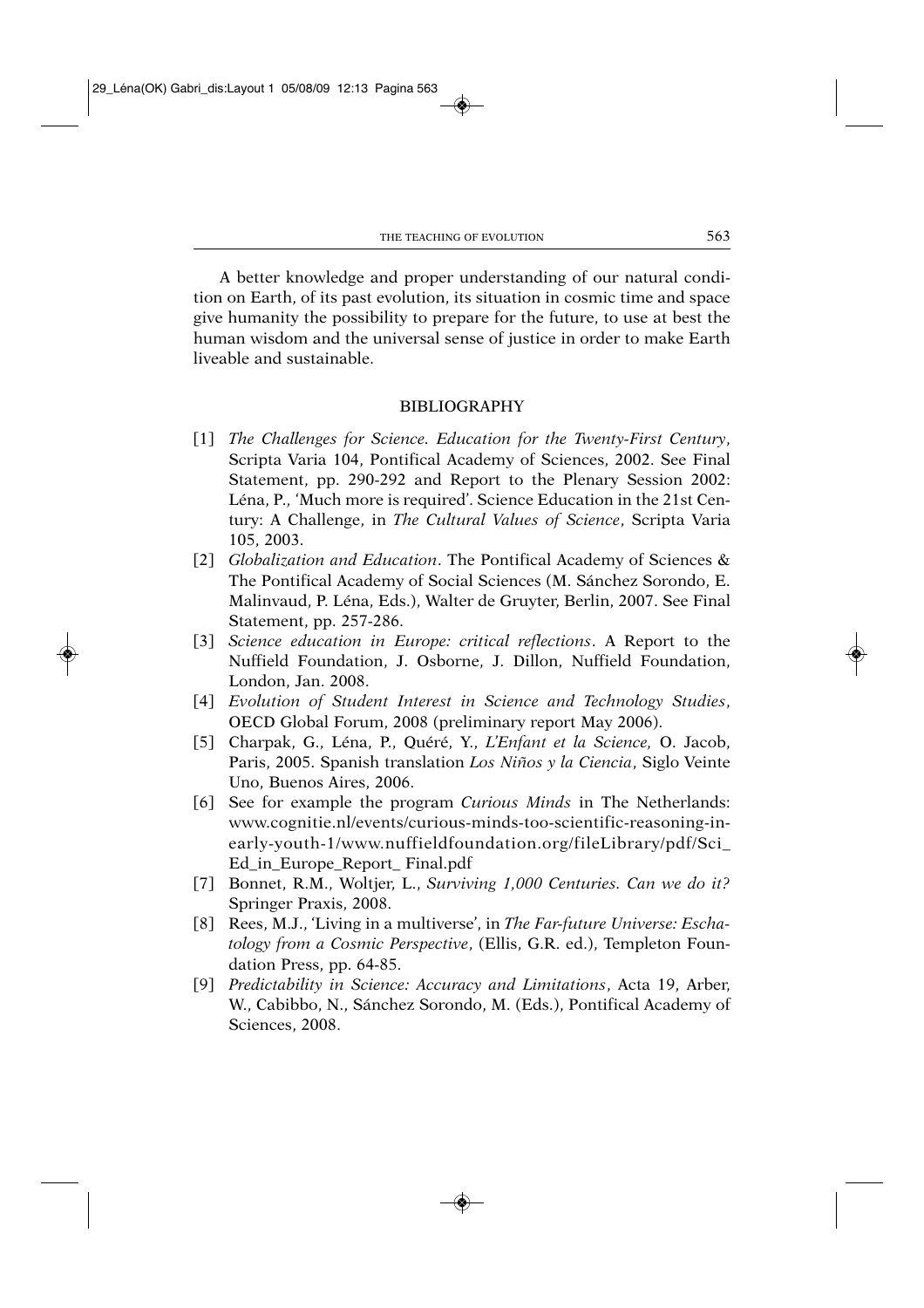A better knowledge and proper understanding of our natural condition on Earth, of its past evolution, its situation in cosmic time and space give humanity the possibility to prepare for the future, to use at best the human wisdom and the universal sense of justice in order to make Earth liveable and sustainable.

## BIBLIOGRAPHY

[1] *The Challenges for Science. Education for the Twenty-First Century*, Scripta Varia 104, Pontifical Academy of Sciences, 2002. See Final Statement, pp. 290-292 and Report to the Plenary Session 2002: Léna, P., 'Much more is required'. Science Education in the 21st Century: A Challenge, in *The Cultural Values of Science*, Scripta Varia 105, 2003.

[2] *Globalization and Education*. The Pontifical Academy of Sciences & The Pontifical Academy of Social Sciences (M. Sánchez Sorondo, E. Malinvaud, P. Léna, Eds.), Walter de Gruyter, Berlin, 2007. See Final Statement, pp. 257-286.

[3] *Science education in Europe: critical reflections*. A Report to the Nuffield Foundation, J. Osborne, J. Dillon, Nuffield Foundation, London, Jan. 2008.

[4] *Evolution of Student Interest in Science and Technology Studies*, OECD Global Forum, 2008 (preliminary report May 2006).

[5] Charpak, G., Léna, P., Quéré, Y., *L'Enfant et la Science*, O. Jacob, Paris, 2005. Spanish translation *Los Niños y la Ciencia*, Siglo Veinte Uno, Buenos Aires, 2006.

[6] See for example the program *Curious Minds* in The Netherlands: www.cognitie.nl/events/curious-minds-too-scientific-reasoning-in-early-youth-1/www.nuffieldfoundation.org/fileLibrary/pdf/Sci_Ed_in_Europe_Report_ Final.pdf

[7] Bonnet, R.M., Woltjer, L., *Surviving 1,000 Centuries. Can we do it?* Springer Praxis, 2008.

[8] Rees, M.J., 'Living in a multiverse', in *The Far-future Universe: Eschatology from a Cosmic Perspective*, (Ellis, G.R. ed.), Templeton Foundation Press, pp. 64-85.

[9] *Predictability in Science: Accuracy and Limitations*, Acta 19, Arber, W., Cabibbo, N., Sánchez Sorondo, M. (Eds.), Pontifical Academy of Sciences, 2008.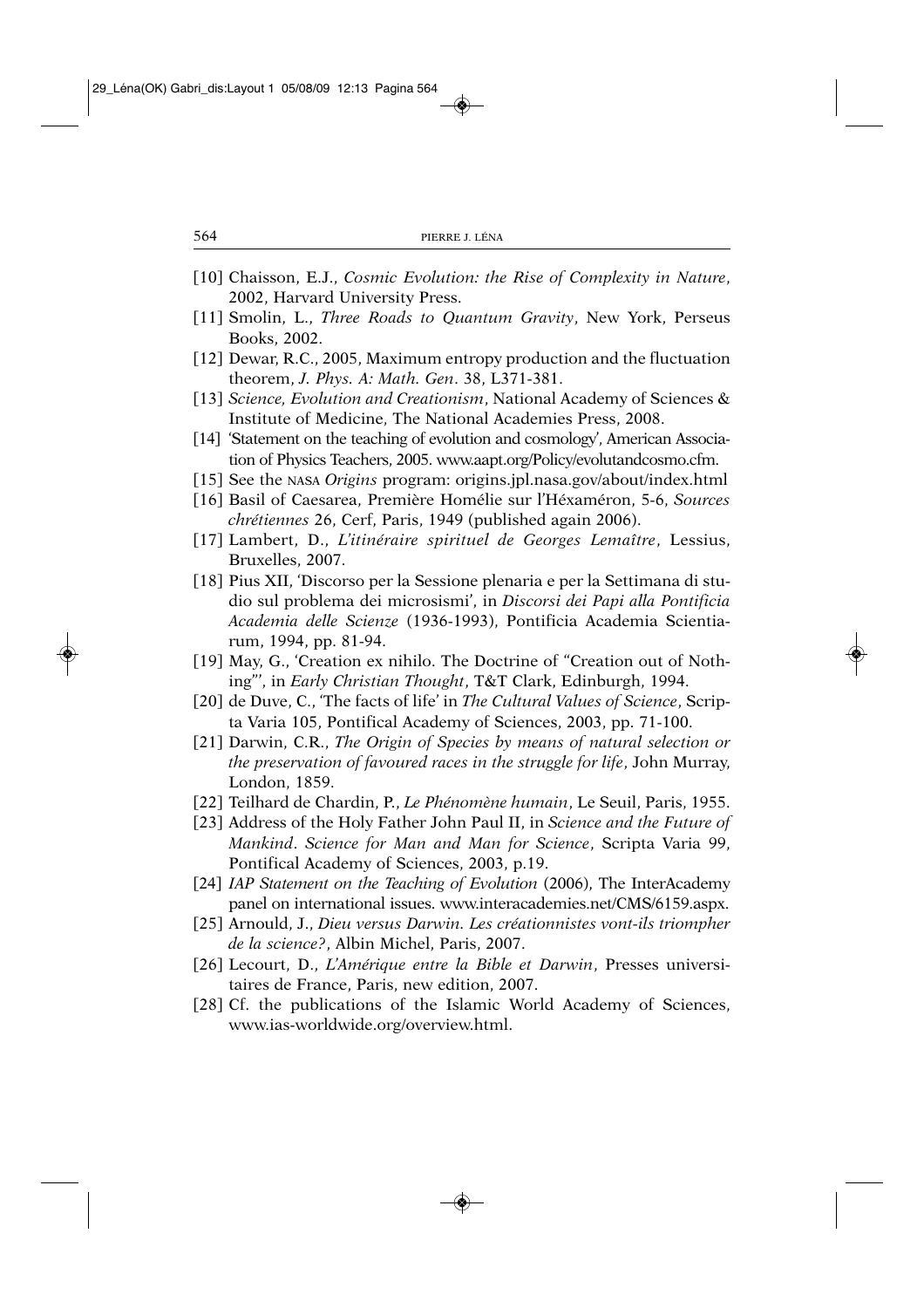[10] Chaisson, E.J., *Cosmic Evolution: the Rise of Complexity in Nature*, 2002, Harvard University Press.

[11] Smolin, L., *Three Roads to Quantum Gravity*, New York, Perseus Books, 2002.

[12] Dewar, R.C., 2005, Maximum entropy production and the fluctuation theorem, *J. Phys. A: Math. Gen*. 38, L371-381.

[13] *Science, Evolution and Creationism*, National Academy of Sciences & Institute of Medicine, The National Academies Press, 2008.

[14] 'Statement on the teaching of evolution and cosmology', American Association of Physics Teachers, 2005. www.aapt.org/Policy/evolutandcosmo.cfm.

[15] See the NASA *Origins* program: origins.jpl.nasa.gov/about/index.html

[16] Basil of Caesarea, Première Homélie sur l'Héxaméron, 5-6, *Sources chrétiennes* 26, Cerf, Paris, 1949 (published again 2006).

[17] Lambert, D., *L'itinéraire spirituel de Georges Lemaître*, Lessius, Bruxelles, 2007.

[18] Pius XII, 'Discorso per la Sessione plenaria e per la Settimana di studio sul problema dei microsismi', in *Discorsi dei Papi alla Pontificia Academia delle Scienze* (1936-1993), Pontificia Academia Scientiarum, 1994, pp. 81-94.

[19] May, G., 'Creation ex nihilo. The Doctrine of "Creation out of Nothing"', in *Early Christian Thought*, T&T Clark, Edinburgh, 1994.

[20] de Duve, C., 'The facts of life' in *The Cultural Values of Science*, Scripta Varia 105, Pontifical Academy of Sciences, 2003, pp. 71-100.

[21] Darwin, C.R., *The Origin of Species by means of natural selection or the preservation of favoured races in the struggle for life*, John Murray, London, 1859.

[22] Teilhard de Chardin, P., *Le Phénomène humain*, Le Seuil, Paris, 1955.

[23] Address of the Holy Father John Paul II, in *Science and the Future of Mankind*. *Science for Man and Man for Science*, Scripta Varia 99, Pontifical Academy of Sciences, 2003, p.19.

[24] *IAP Statement on the Teaching of Evolution* (2006), The InterAcademy panel on international issues. www.interacademies.net/CMS/6159.aspx.

[25] Arnould, J., *Dieu versus Darwin. Les créationnistes vont-ils triompher de la science?*, Albin Michel, Paris, 2007.

[26] Lecourt, D., *L'Amérique entre la Bible et Darwin*, Presses universitaires de France, Paris, new edition, 2007.

[28] Cf. the publications of the Islamic World Academy of Sciences, www.ias-worldwide.org/overview.html.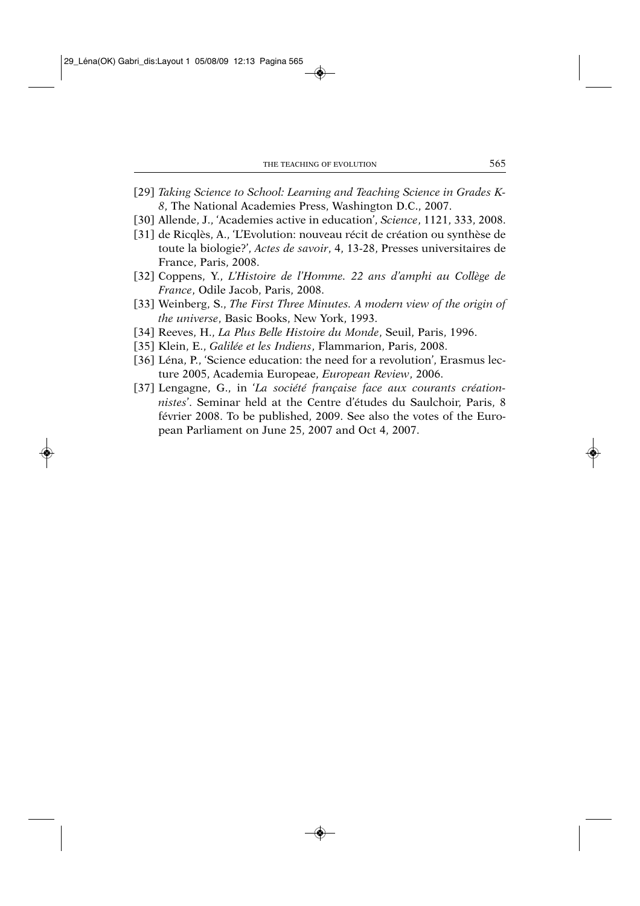[29] *Taking Science to School: Learning and Teaching Science in Grades K-8*, The National Academies Press, Washington D.C., 2007.

[30] Allende, J., 'Academies active in education', *Science*, 1121, 333, 2008.

[31] de Ricqlès, A., 'L'Evolution: nouveau récit de création ou synthèse de toute la biologie?', *Actes de savoir*, 4, 13-28, Presses universitaires de France, Paris, 2008.

[32] Coppens, Y., *L'Histoire de l'Homme. 22 ans d'amphi au Collège de France*, Odile Jacob, Paris, 2008.

[33] Weinberg, S., *The First Three Minutes. A modern view of the origin of the universe*, Basic Books, New York, 1993.

[34] Reeves, H., *La Plus Belle Histoire du Monde*, Seuil, Paris, 1996.

[35] Klein, E., *Galilée et les Indiens*, Flammarion, Paris, 2008.

[36] Léna, P., 'Science education: the need for a revolution', Erasmus lecture 2005, Academia Europeae, *European Review*, 2006.

[37] Lengagne, G., in '*La société française face aux courants créationnistes*'. Seminar held at the Centre d'études du Saulchoir, Paris, 8 février 2008. To be published, 2009. See also the votes of the European Parliament on June 25, 2007 and Oct 4, 2007.